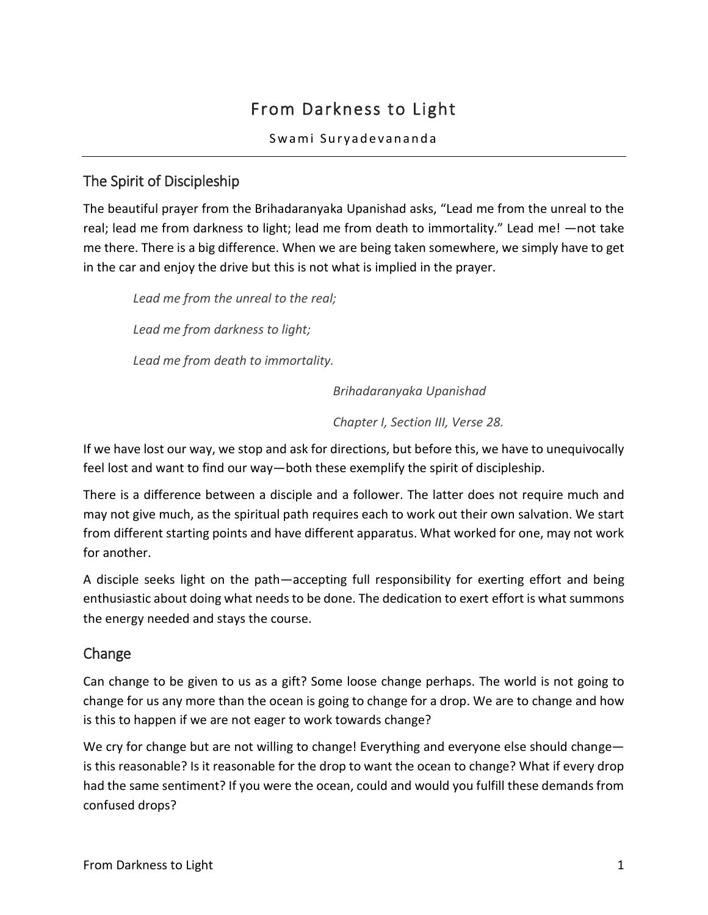# From Darkness to Light

Swami Suryadevananda

---

## The Spirit of Discipleship

The beautiful prayer from the Brihadaranyaka Upanishad asks, "Lead me from the unreal to the real; lead me from darkness to light; lead me from death to immortality." Lead me! —not take me there. There is a big difference. When we are being taken somewhere, we simply have to get in the car and enjoy the drive but this is not what is implied in the prayer.

> *Lead me from the unreal to the real;*
>
> *Lead me from darkness to light;*
>
> *Lead me from death to immortality.*
>
> *Brihadaranyaka Upanishad*
>
> *Chapter I, Section III, Verse 28.*

If we have lost our way, we stop and ask for directions, but before this, we have to unequivocally feel lost and want to find our way—both these exemplify the spirit of discipleship.

There is a difference between a disciple and a follower. The latter does not require much and may not give much, as the spiritual path requires each to work out their own salvation. We start from different starting points and have different apparatus. What worked for one, may not work for another.

A disciple seeks light on the path—accepting full responsibility for exerting effort and being enthusiastic about doing what needs to be done. The dedication to exert effort is what summons the energy needed and stays the course.

## Change

Can change to be given to us as a gift? Some loose change perhaps. The world is not going to change for us any more than the ocean is going to change for a drop. We are to change and how is this to happen if we are not eager to work towards change?

We cry for change but are not willing to change! Everything and everyone else should change—is this reasonable? Is it reasonable for the drop to want the ocean to change? What if every drop had the same sentiment? If you were the ocean, could and would you fulfill these demands from confused drops?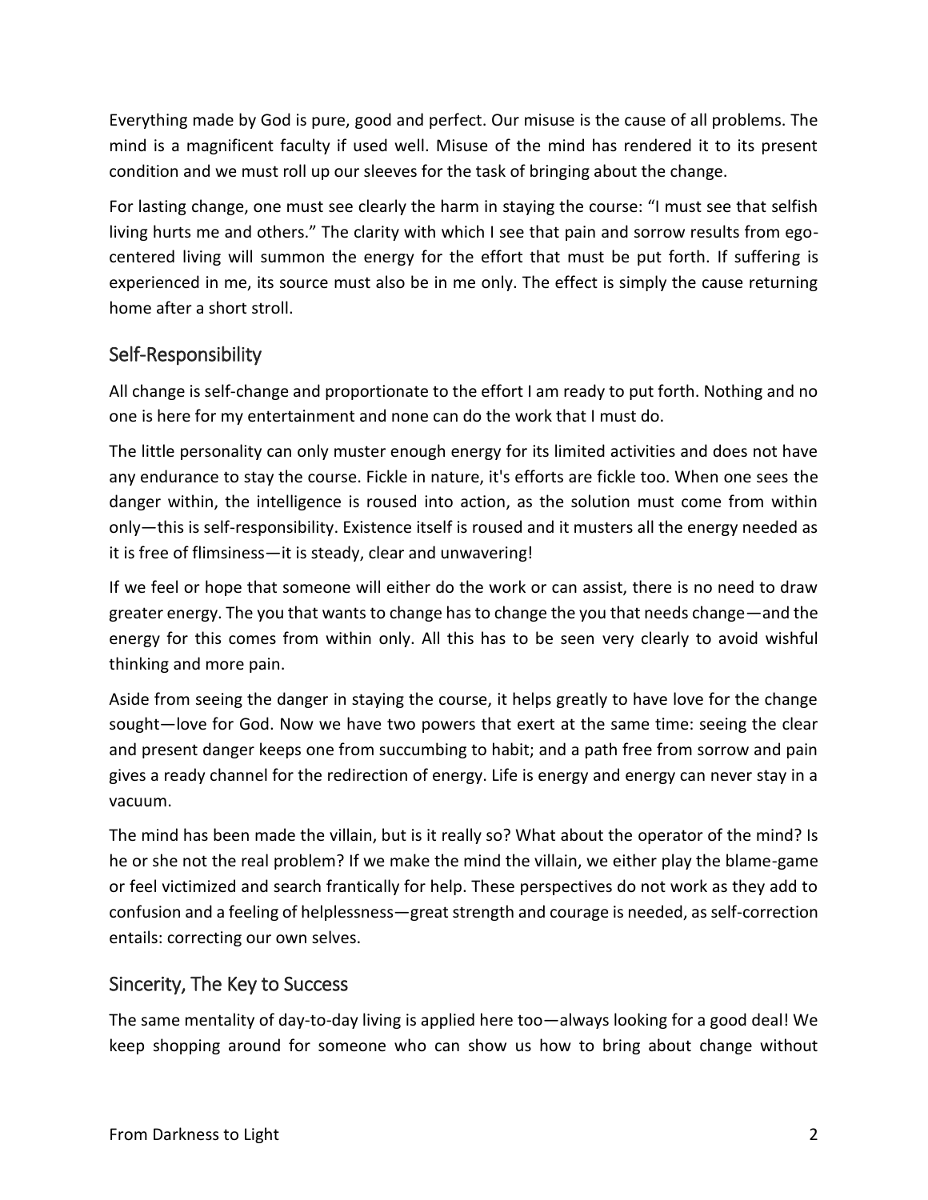Everything made by God is pure, good and perfect. Our misuse is the cause of all problems. The mind is a magnificent faculty if used well. Misuse of the mind has rendered it to its present condition and we must roll up our sleeves for the task of bringing about the change.

For lasting change, one must see clearly the harm in staying the course: "I must see that selfish living hurts me and others." The clarity with which I see that pain and sorrow results from ego-centered living will summon the energy for the effort that must be put forth. If suffering is experienced in me, its source must also be in me only. The effect is simply the cause returning home after a short stroll.

## Self-Responsibility

All change is self-change and proportionate to the effort I am ready to put forth. Nothing and no one is here for my entertainment and none can do the work that I must do.

The little personality can only muster enough energy for its limited activities and does not have any endurance to stay the course. Fickle in nature, it's efforts are fickle too. When one sees the danger within, the intelligence is roused into action, as the solution must come from within only—this is self-responsibility. Existence itself is roused and it musters all the energy needed as it is free of flimsiness—it is steady, clear and unwavering!

If we feel or hope that someone will either do the work or can assist, there is no need to draw greater energy. The you that wants to change has to change the you that needs change—and the energy for this comes from within only. All this has to be seen very clearly to avoid wishful thinking and more pain.

Aside from seeing the danger in staying the course, it helps greatly to have love for the change sought—love for God. Now we have two powers that exert at the same time: seeing the clear and present danger keeps one from succumbing to habit; and a path free from sorrow and pain gives a ready channel for the redirection of energy. Life is energy and energy can never stay in a vacuum.

The mind has been made the villain, but is it really so? What about the operator of the mind? Is he or she not the real problem? If we make the mind the villain, we either play the blame-game or feel victimized and search frantically for help. These perspectives do not work as they add to confusion and a feeling of helplessness—great strength and courage is needed, as self-correction entails: correcting our own selves.

## Sincerity, The Key to Success

The same mentality of day-to-day living is applied here too—always looking for a good deal! We keep shopping around for someone who can show us how to bring about change without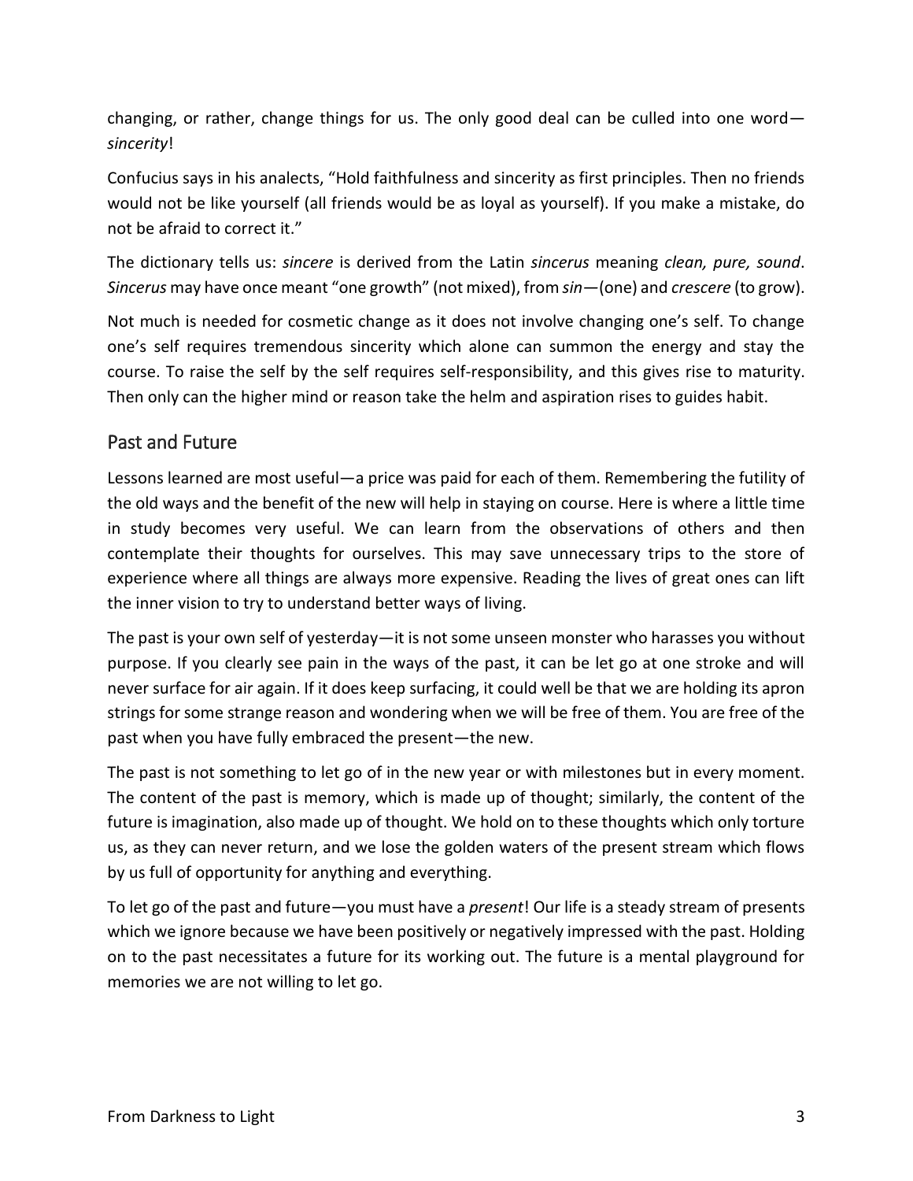changing, or rather, change things for us. The only good deal can be culled into one word—*sincerity*!

Confucius says in his analects, "Hold faithfulness and sincerity as first principles. Then no friends would not be like yourself (all friends would be as loyal as yourself). If you make a mistake, do not be afraid to correct it."

The dictionary tells us: *sincere* is derived from the Latin *sincerus* meaning *clean, pure, sound*. *Sincerus* may have once meant "one growth" (not mixed), from *sin*—(one) and *crescere* (to grow).

Not much is needed for cosmetic change as it does not involve changing one's self. To change one's self requires tremendous sincerity which alone can summon the energy and stay the course. To raise the self by the self requires self-responsibility, and this gives rise to maturity. Then only can the higher mind or reason take the helm and aspiration rises to guides habit.

## Past and Future

Lessons learned are most useful—a price was paid for each of them. Remembering the futility of the old ways and the benefit of the new will help in staying on course. Here is where a little time in study becomes very useful. We can learn from the observations of others and then contemplate their thoughts for ourselves. This may save unnecessary trips to the store of experience where all things are always more expensive. Reading the lives of great ones can lift the inner vision to try to understand better ways of living.

The past is your own self of yesterday—it is not some unseen monster who harasses you without purpose. If you clearly see pain in the ways of the past, it can be let go at one stroke and will never surface for air again. If it does keep surfacing, it could well be that we are holding its apron strings for some strange reason and wondering when we will be free of them. You are free of the past when you have fully embraced the present—the new.

The past is not something to let go of in the new year or with milestones but in every moment. The content of the past is memory, which is made up of thought; similarly, the content of the future is imagination, also made up of thought. We hold on to these thoughts which only torture us, as they can never return, and we lose the golden waters of the present stream which flows by us full of opportunity for anything and everything.

To let go of the past and future—you must have a *present*! Our life is a steady stream of presents which we ignore because we have been positively or negatively impressed with the past. Holding on to the past necessitates a future for its working out. The future is a mental playground for memories we are not willing to let go.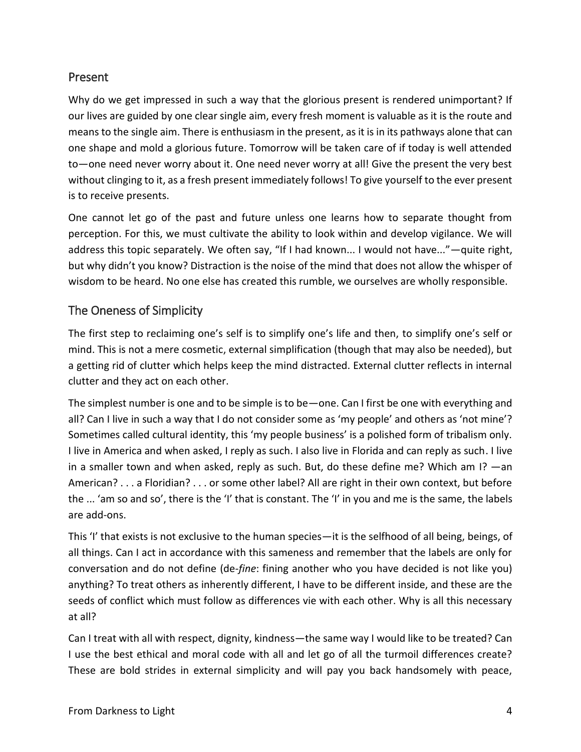## Present

Why do we get impressed in such a way that the glorious present is rendered unimportant? If our lives are guided by one clear single aim, every fresh moment is valuable as it is the route and means to the single aim. There is enthusiasm in the present, as it is in its pathways alone that can one shape and mold a glorious future. Tomorrow will be taken care of if today is well attended to—one need never worry about it. One need never worry at all! Give the present the very best without clinging to it, as a fresh present immediately follows! To give yourself to the ever present is to receive presents.

One cannot let go of the past and future unless one learns how to separate thought from perception. For this, we must cultivate the ability to look within and develop vigilance. We will address this topic separately. We often say, "If I had known... I would not have..."—quite right, but why didn't you know? Distraction is the noise of the mind that does not allow the whisper of wisdom to be heard. No one else has created this rumble, we ourselves are wholly responsible.

## The Oneness of Simplicity

The first step to reclaiming one's self is to simplify one's life and then, to simplify one's self or mind. This is not a mere cosmetic, external simplification (though that may also be needed), but a getting rid of clutter which helps keep the mind distracted. External clutter reflects in internal clutter and they act on each other.

The simplest number is one and to be simple is to be—one. Can I first be one with everything and all? Can I live in such a way that I do not consider some as 'my people' and others as 'not mine'? Sometimes called cultural identity, this 'my people business' is a polished form of tribalism only. I live in America and when asked, I reply as such. I also live in Florida and can reply as such. I live in a smaller town and when asked, reply as such. But, do these define me? Which am I? —an American? . . . a Floridian? . . . or some other label? All are right in their own context, but before the ... 'am so and so', there is the 'I' that is constant. The 'I' in you and me is the same, the labels are add-ons.

This 'I' that exists is not exclusive to the human species—it is the selfhood of all being, beings, of all things. Can I act in accordance with this sameness and remember that the labels are only for conversation and do not define (de-*fine*: fining another who you have decided is not like you) anything? To treat others as inherently different, I have to be different inside, and these are the seeds of conflict which must follow as differences vie with each other. Why is all this necessary at all?

Can I treat with all with respect, dignity, kindness—the same way I would like to be treated? Can I use the best ethical and moral code with all and let go of all the turmoil differences create? These are bold strides in external simplicity and will pay you back handsomely with peace,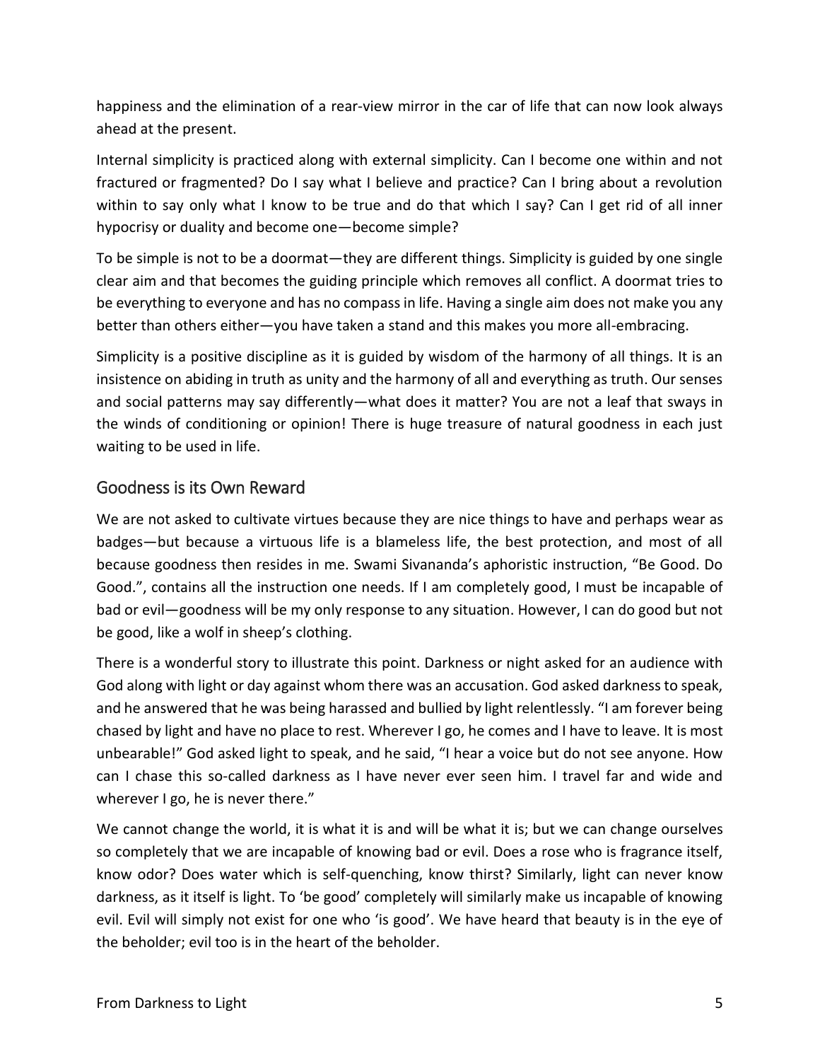happiness and the elimination of a rear-view mirror in the car of life that can now look always ahead at the present.

Internal simplicity is practiced along with external simplicity. Can I become one within and not fractured or fragmented? Do I say what I believe and practice? Can I bring about a revolution within to say only what I know to be true and do that which I say? Can I get rid of all inner hypocrisy or duality and become one—become simple?

To be simple is not to be a doormat—they are different things. Simplicity is guided by one single clear aim and that becomes the guiding principle which removes all conflict. A doormat tries to be everything to everyone and has no compass in life. Having a single aim does not make you any better than others either—you have taken a stand and this makes you more all-embracing.

Simplicity is a positive discipline as it is guided by wisdom of the harmony of all things. It is an insistence on abiding in truth as unity and the harmony of all and everything as truth. Our senses and social patterns may say differently—what does it matter? You are not a leaf that sways in the winds of conditioning or opinion! There is huge treasure of natural goodness in each just waiting to be used in life.

## Goodness is its Own Reward

We are not asked to cultivate virtues because they are nice things to have and perhaps wear as badges—but because a virtuous life is a blameless life, the best protection, and most of all because goodness then resides in me. Swami Sivananda's aphoristic instruction, "Be Good. Do Good.", contains all the instruction one needs. If I am completely good, I must be incapable of bad or evil—goodness will be my only response to any situation. However, I can do good but not be good, like a wolf in sheep's clothing.

There is a wonderful story to illustrate this point. Darkness or night asked for an audience with God along with light or day against whom there was an accusation. God asked darkness to speak, and he answered that he was being harassed and bullied by light relentlessly. "I am forever being chased by light and have no place to rest. Wherever I go, he comes and I have to leave. It is most unbearable!" God asked light to speak, and he said, "I hear a voice but do not see anyone. How can I chase this so-called darkness as I have never ever seen him. I travel far and wide and wherever I go, he is never there."

We cannot change the world, it is what it is and will be what it is; but we can change ourselves so completely that we are incapable of knowing bad or evil. Does a rose who is fragrance itself, know odor? Does water which is self-quenching, know thirst? Similarly, light can never know darkness, as it itself is light. To 'be good' completely will similarly make us incapable of knowing evil. Evil will simply not exist for one who 'is good'. We have heard that beauty is in the eye of the beholder; evil too is in the heart of the beholder.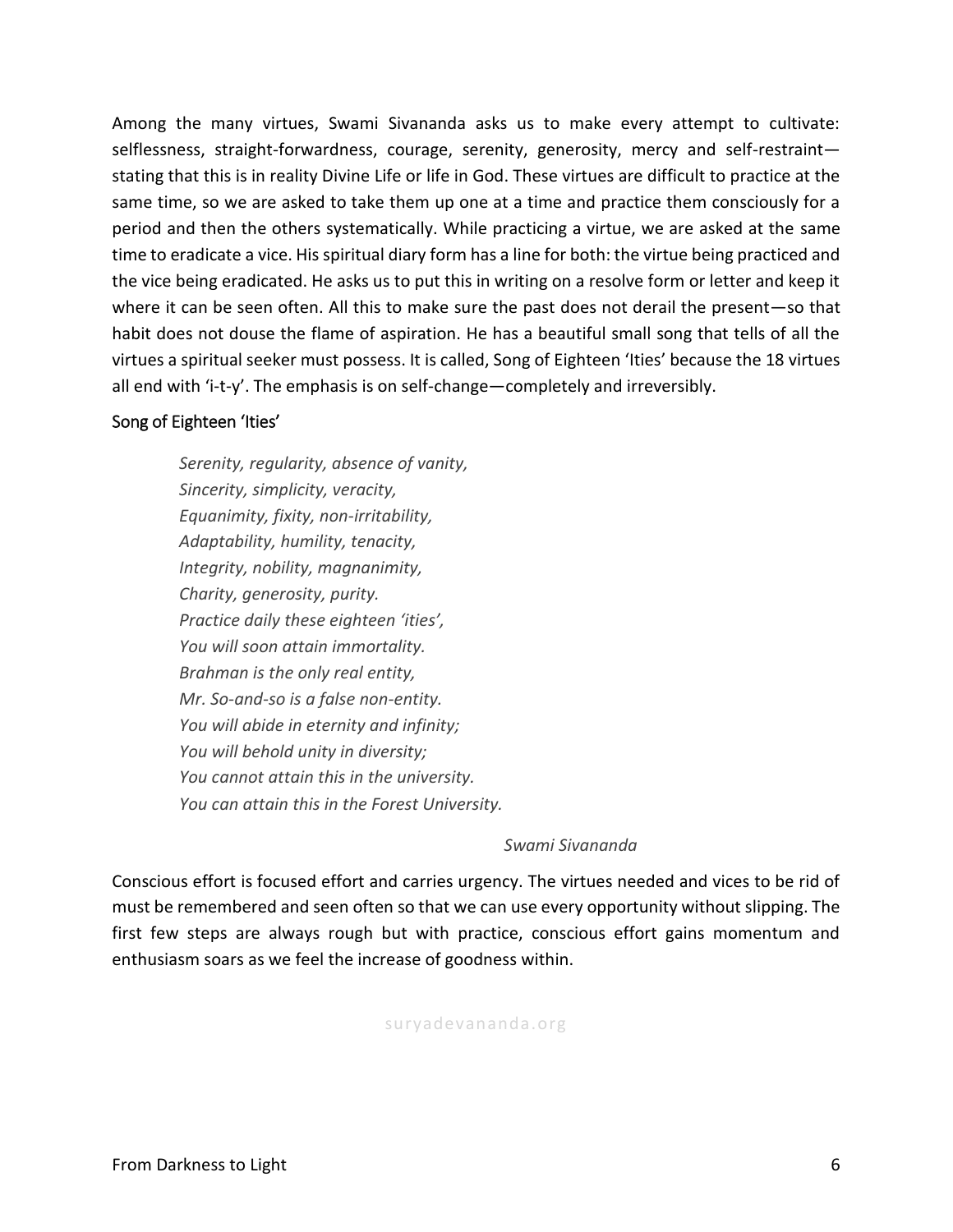Among the many virtues, Swami Sivananda asks us to make every attempt to cultivate: selflessness, straight-forwardness, courage, serenity, generosity, mercy and self-restraint—stating that this is in reality Divine Life or life in God. These virtues are difficult to practice at the same time, so we are asked to take them up one at a time and practice them consciously for a period and then the others systematically. While practicing a virtue, we are asked at the same time to eradicate a vice. His spiritual diary form has a line for both: the virtue being practiced and the vice being eradicated. He asks us to put this in writing on a resolve form or letter and keep it where it can be seen often. All this to make sure the past does not derail the present—so that habit does not douse the flame of aspiration. He has a beautiful small song that tells of all the virtues a spiritual seeker must possess. It is called, Song of Eighteen 'Ities' because the 18 virtues all end with 'i-t-y'. The emphasis is on self-change—completely and irreversibly.

### Song of Eighteen 'Ities'

*Serenity, regularity, absence of vanity,*
*Sincerity, simplicity, veracity,*
*Equanimity, fixity, non-irritability,*
*Adaptability, humility, tenacity,*
*Integrity, nobility, magnanimity,*
*Charity, generosity, purity.*
*Practice daily these eighteen 'ities',*
*You will soon attain immortality.*
*Brahman is the only real entity,*
*Mr. So-and-so is a false non-entity.*
*You will abide in eternity and infinity;*
*You will behold unity in diversity;*
*You cannot attain this in the university.*
*You can attain this in the Forest University.*

*Swami Sivananda*

Conscious effort is focused effort and carries urgency. The virtues needed and vices to be rid of must be remembered and seen often so that we can use every opportunity without slipping. The first few steps are always rough but with practice, conscious effort gains momentum and enthusiasm soars as we feel the increase of goodness within.

suryadevananda.org